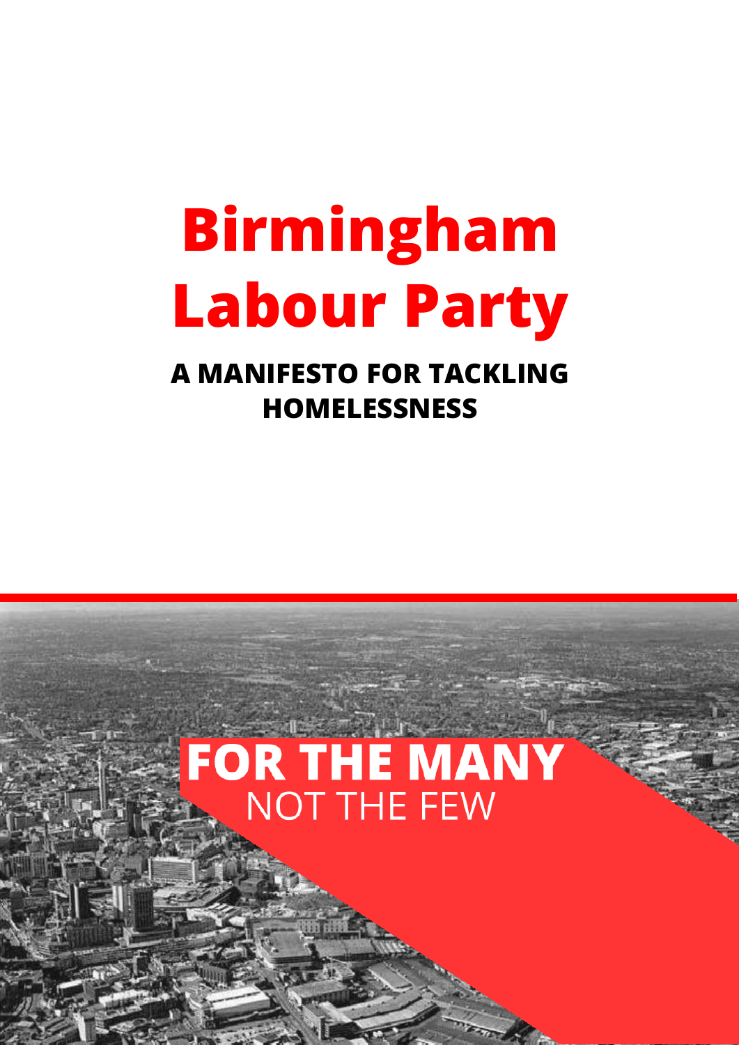# Birmingham Labour Party

## A MANIFESTO FOR TACKLING HOMELESSNESS

**FOR THE MANY**
NOT THE FEW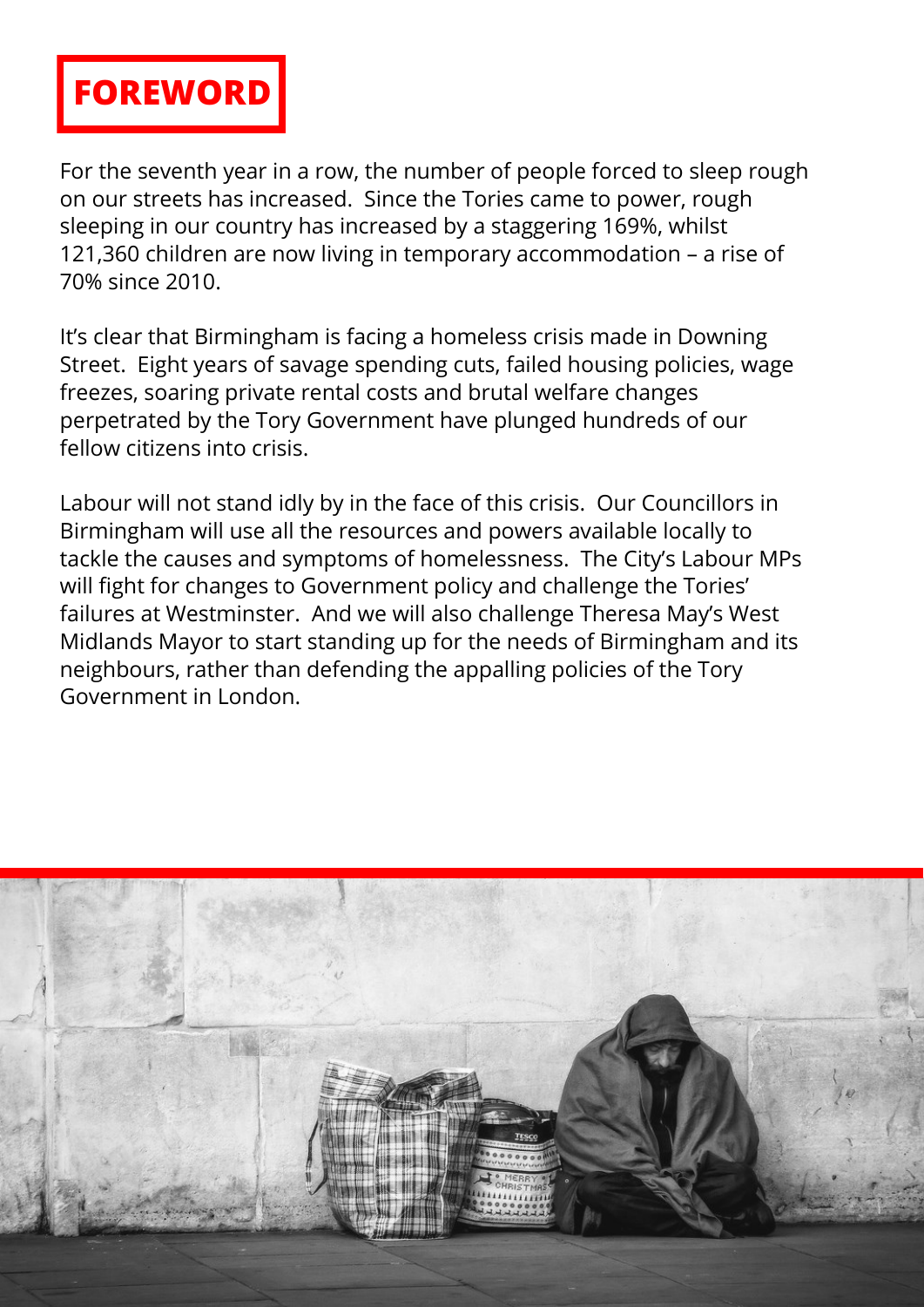# FOREWORD

For the seventh year in a row, the number of people forced to sleep rough on our streets has increased. Since the Tories came to power, rough sleeping in our country has increased by a staggering 169%, whilst 121,360 children are now living in temporary accommodation – a rise of 70% since 2010.

It's clear that Birmingham is facing a homeless crisis made in Downing Street. Eight years of savage spending cuts, failed housing policies, wage freezes, soaring private rental costs and brutal welfare changes perpetrated by the Tory Government have plunged hundreds of our fellow citizens into crisis.

Labour will not stand idly by in the face of this crisis. Our Councillors in Birmingham will use all the resources and powers available locally to tackle the causes and symptoms of homelessness. The City's Labour MPs will fight for changes to Government policy and challenge the Tories' failures at Westminster. And we will also challenge Theresa May's West Midlands Mayor to start standing up for the needs of Birmingham and its neighbours, rather than defending the appalling policies of the Tory Government in London.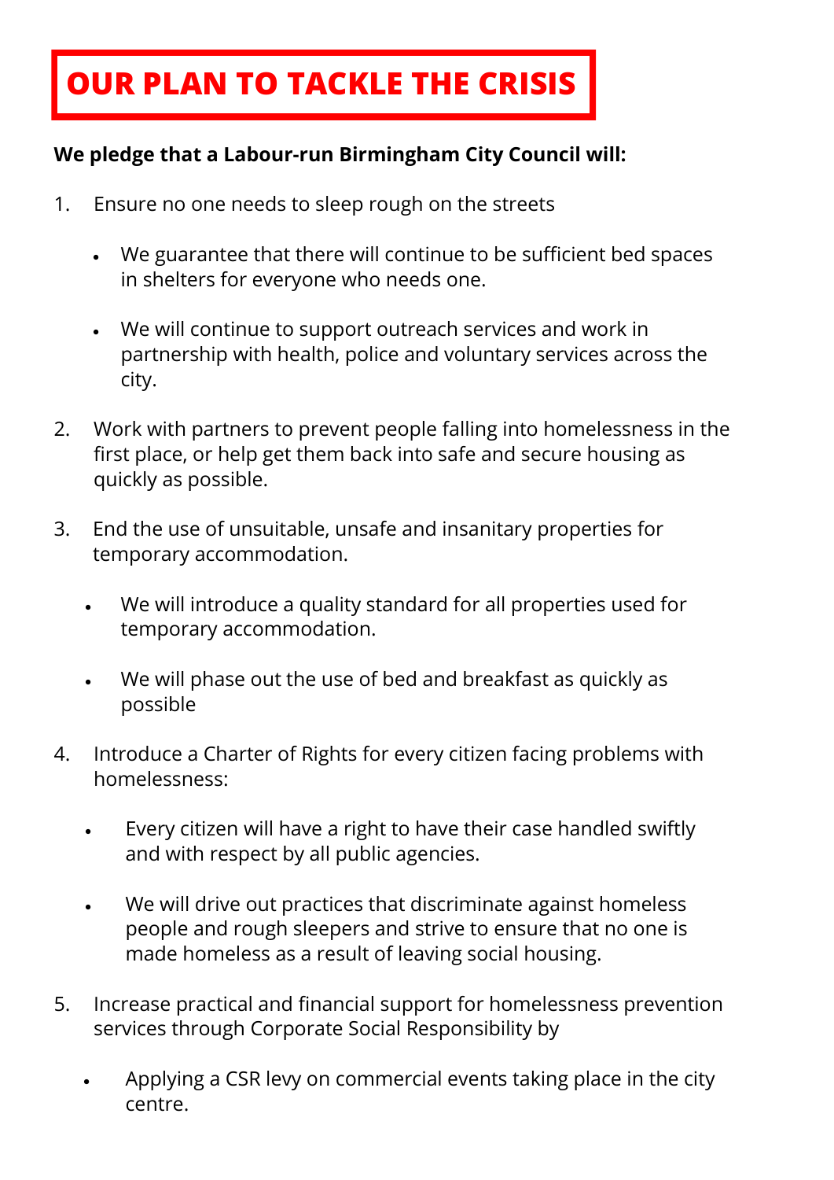# OUR PLAN TO TACKLE THE CRISIS

**We pledge that a Labour-run Birmingham City Council will:**

1. Ensure no one needs to sleep rough on the streets

   - We guarantee that there will continue to be sufficient bed spaces in shelters for everyone who needs one.
   - We will continue to support outreach services and work in partnership with health, police and voluntary services across the city.

2. Work with partners to prevent people falling into homelessness in the first place, or help get them back into safe and secure housing as quickly as possible.

3. End the use of unsuitable, unsafe and insanitary properties for temporary accommodation.

   - We will introduce a quality standard for all properties used for temporary accommodation.
   - We will phase out the use of bed and breakfast as quickly as possible

4. Introduce a Charter of Rights for every citizen facing problems with homelessness:

   - Every citizen will have a right to have their case handled swiftly and with respect by all public agencies.
   - We will drive out practices that discriminate against homeless people and rough sleepers and strive to ensure that no one is made homeless as a result of leaving social housing.

5. Increase practical and financial support for homelessness prevention services through Corporate Social Responsibility by

   - Applying a CSR levy on commercial events taking place in the city centre.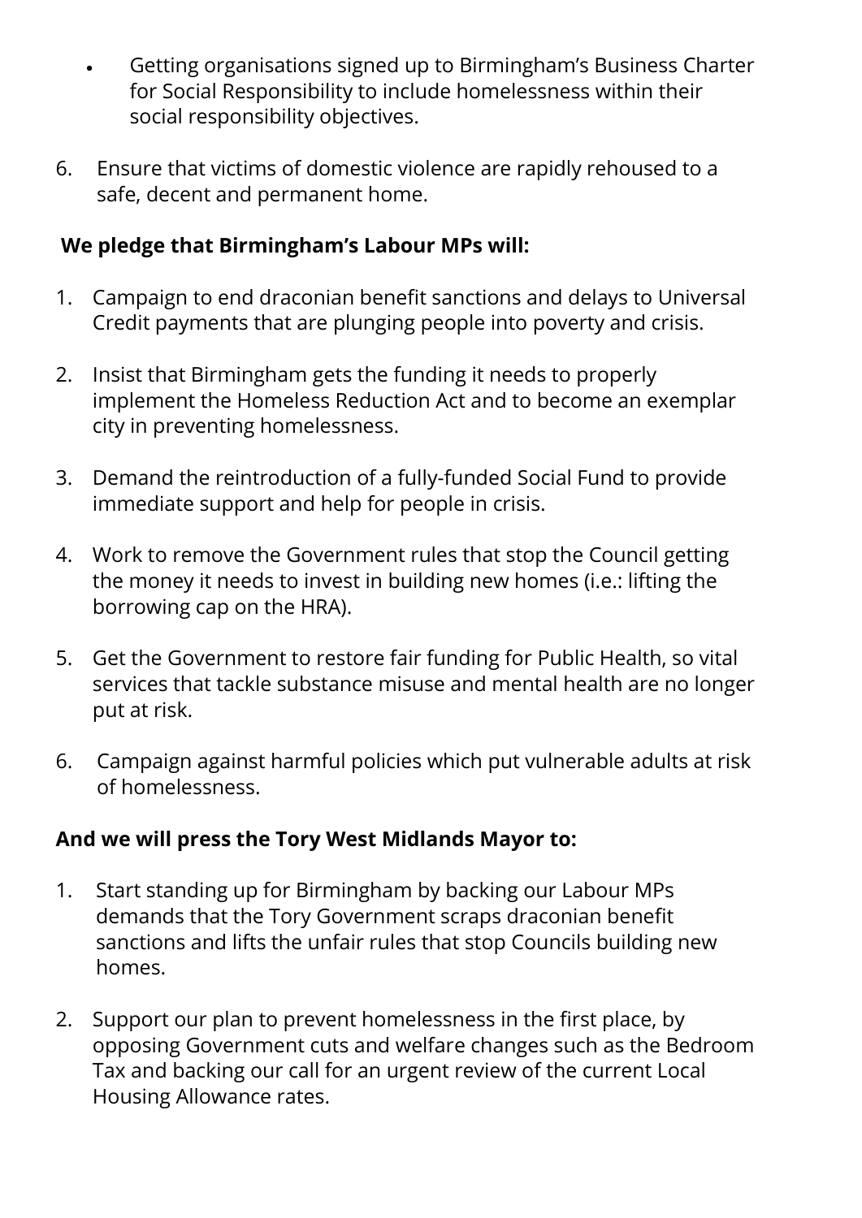- Getting organisations signed up to Birmingham's Business Charter for Social Responsibility to include homelessness within their social responsibility objectives.

6. Ensure that victims of domestic violence are rapidly rehoused to a safe, decent and permanent home.

**We pledge that Birmingham's Labour MPs will:**

1. Campaign to end draconian benefit sanctions and delays to Universal Credit payments that are plunging people into poverty and crisis.

2. Insist that Birmingham gets the funding it needs to properly implement the Homeless Reduction Act and to become an exemplar city in preventing homelessness.

3. Demand the reintroduction of a fully-funded Social Fund to provide immediate support and help for people in crisis.

4. Work to remove the Government rules that stop the Council getting the money it needs to invest in building new homes (i.e.: lifting the borrowing cap on the HRA).

5. Get the Government to restore fair funding for Public Health, so vital services that tackle substance misuse and mental health are no longer put at risk.

6. Campaign against harmful policies which put vulnerable adults at risk of homelessness.

**And we will press the Tory West Midlands Mayor to:**

1. Start standing up for Birmingham by backing our Labour MPs demands that the Tory Government scraps draconian benefit sanctions and lifts the unfair rules that stop Councils building new homes.

2. Support our plan to prevent homelessness in the first place, by opposing Government cuts and welfare changes such as the Bedroom Tax and backing our call for an urgent review of the current Local Housing Allowance rates.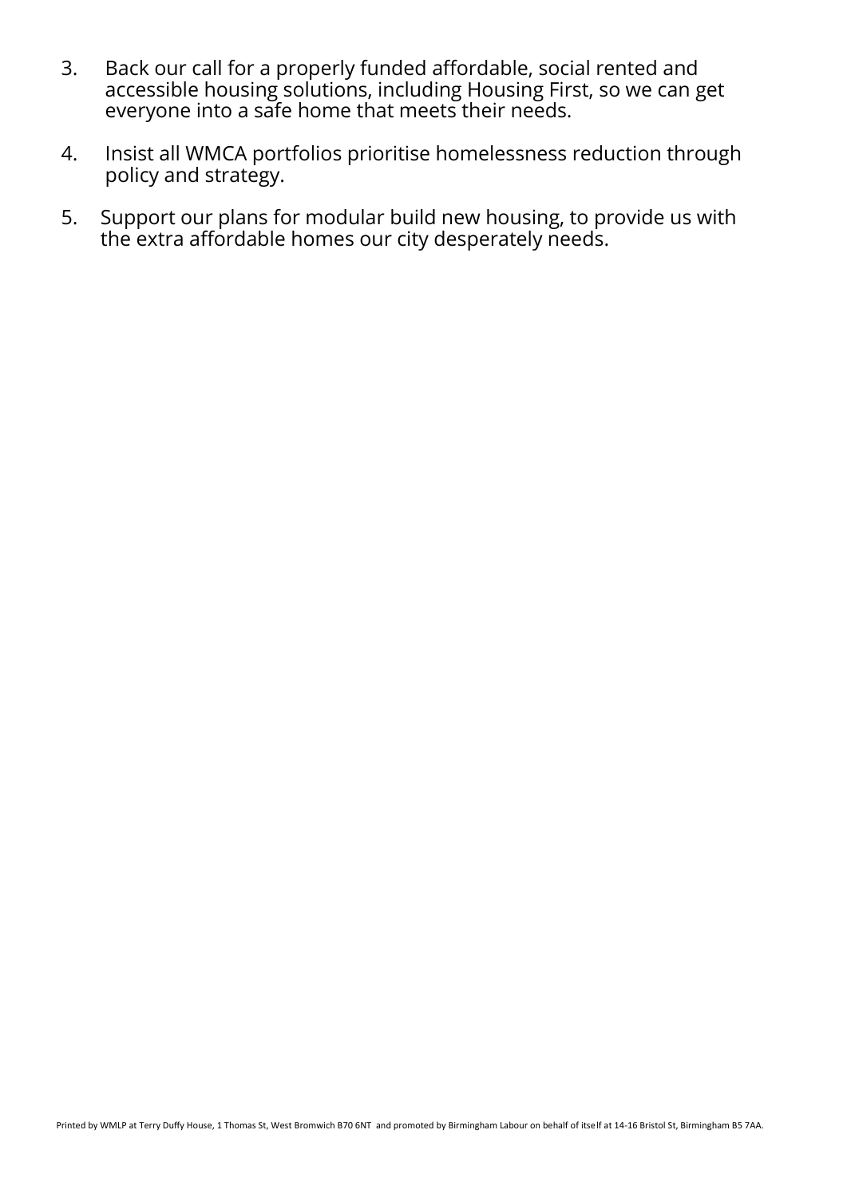3. Back our call for a properly funded affordable, social rented and accessible housing solutions, including Housing First, so we can get everyone into a safe home that meets their needs.

4. Insist all WMCA portfolios prioritise homelessness reduction through policy and strategy.

5. Support our plans for modular build new housing, to provide us with the extra affordable homes our city desperately needs.

Printed by WMLP at Terry Duffy House, 1 Thomas St, West Bromwich B70 6NT and promoted by Birmingham Labour on behalf of itself at 14-16 Bristol St, Birmingham B5 7AA.